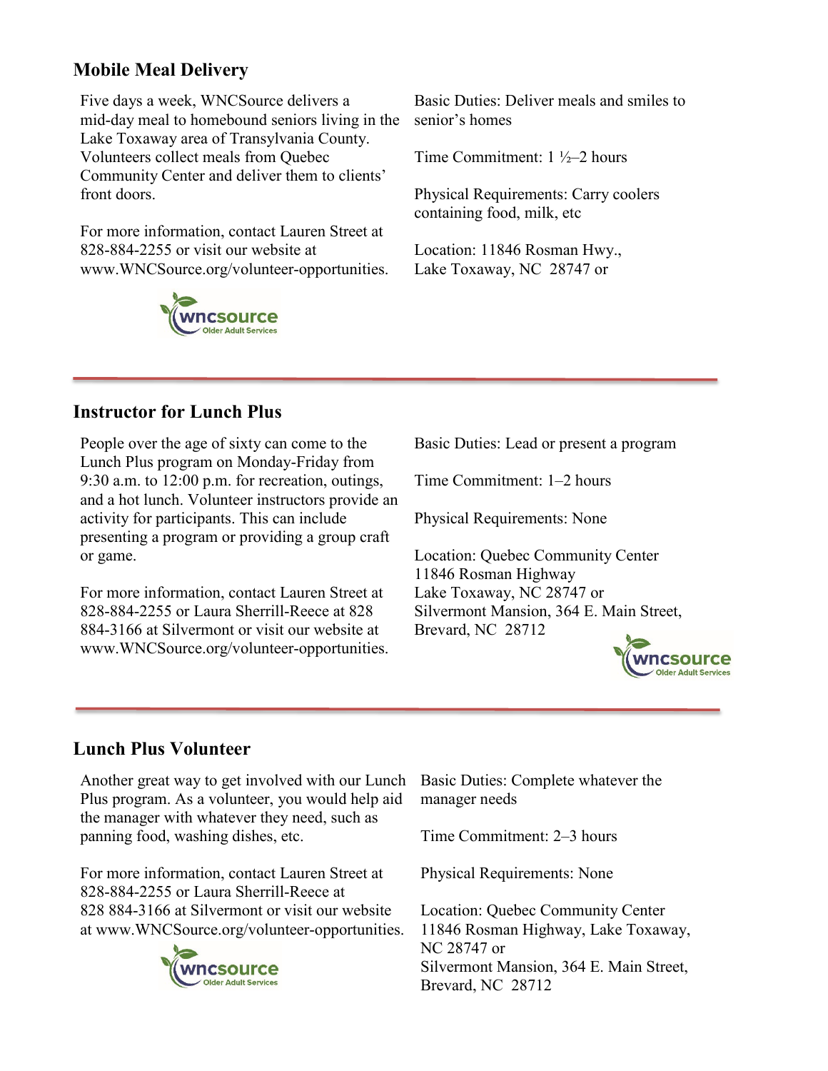## Mobile Meal Delivery

Five days a week, WNCSource delivers a mid-day meal to homebound seniors living in the Lake Toxaway area of Transylvania County. Volunteers collect meals from Quebec Community Center and deliver them to clients' front doors.

For more information, contact Lauren Street at 828-884-2255 or visit our website at www.WNCSource.org/volunteer-opportunities.

Basic Duties: Deliver meals and smiles to senior's homes

Time Commitment: 1 ½–2 hours

Physical Requirements: Carry coolers containing food, milk, etc

Location: 11846 Rosman Hwy., Lake Toxaway, NC 28747 or

---

## Instructor for Lunch Plus

People over the age of sixty can come to the Lunch Plus program on Monday-Friday from 9:30 a.m. to 12:00 p.m. for recreation, outings, and a hot lunch. Volunteer instructors provide an activity for participants. This can include presenting a program or providing a group craft or game.

For more information, contact Lauren Street at 828-884-2255 or Laura Sherrill-Reece at 828 884-3166 at Silvermont or visit our website at www.WNCSource.org/volunteer-opportunities.

Basic Duties: Lead or present a program

Time Commitment: 1–2 hours

Physical Requirements: None

Location: Quebec Community Center
11846 Rosman Highway
Lake Toxaway, NC 28747 or
Silvermont Mansion, 364 E. Main Street, Brevard, NC 28712

---

## Lunch Plus Volunteer

Another great way to get involved with our Lunch Plus program. As a volunteer, you would help aid the manager with whatever they need, such as panning food, washing dishes, etc.

For more information, contact Lauren Street at 828-884-2255 or Laura Sherrill-Reece at 828 884-3166 at Silvermont or visit our website at www.WNCSource.org/volunteer-opportunities.

Basic Duties: Complete whatever the manager needs

Time Commitment: 2–3 hours

Physical Requirements: None

Location: Quebec Community Center
11846 Rosman Highway, Lake Toxaway, NC 28747 or
Silvermont Mansion, 364 E. Main Street, Brevard, NC 28712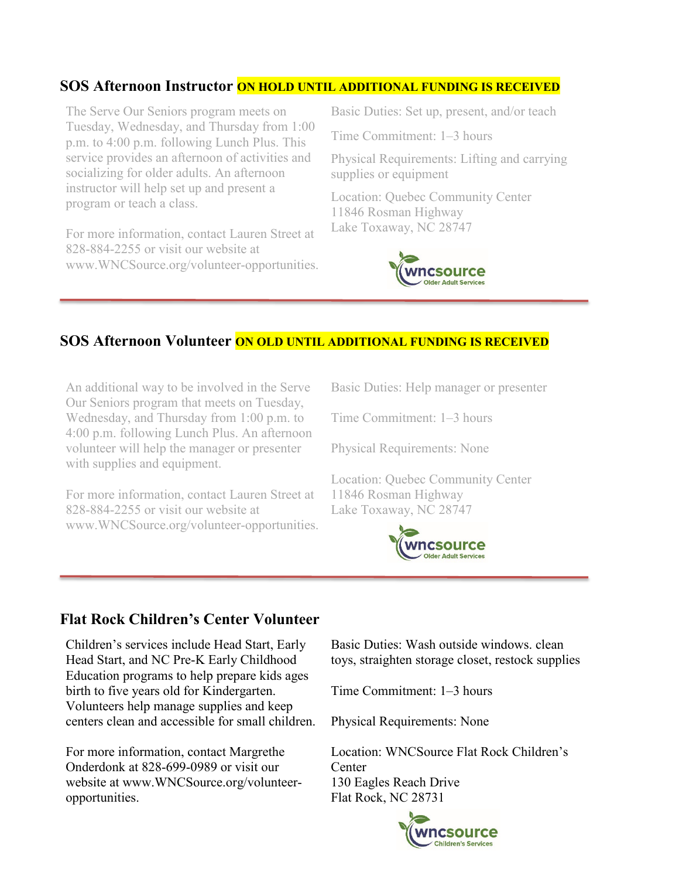## SOS Afternoon Instructor **ON HOLD UNTIL ADDITIONAL FUNDING IS RECEIVED**

The Serve Our Seniors program meets on Tuesday, Wednesday, and Thursday from 1:00 p.m. to 4:00 p.m. following Lunch Plus. This service provides an afternoon of activities and socializing for older adults. An afternoon instructor will help set up and present a program or teach a class.

For more information, contact Lauren Street at 828-884-2255 or visit our website at www.WNCSource.org/volunteer-opportunities.

Basic Duties: Set up, present, and/or teach

Time Commitment: 1–3 hours

Physical Requirements: Lifting and carrying supplies or equipment

Location: Quebec Community Center
11846 Rosman Highway
Lake Toxaway, NC 28747

wncsource Older Adult Services

---

## SOS Afternoon Volunteer **ON OLD UNTIL ADDITIONAL FUNDING IS RECEIVED**

An additional way to be involved in the Serve Our Seniors program that meets on Tuesday, Wednesday, and Thursday from 1:00 p.m. to 4:00 p.m. following Lunch Plus. An afternoon volunteer will help the manager or presenter with supplies and equipment.

For more information, contact Lauren Street at 828-884-2255 or visit our website at www.WNCSource.org/volunteer-opportunities.

Basic Duties: Help manager or presenter

Time Commitment: 1–3 hours

Physical Requirements: None

Location: Quebec Community Center
11846 Rosman Highway
Lake Toxaway, NC 28747

wncsource Older Adult Services

---

## Flat Rock Children's Center Volunteer

Children's services include Head Start, Early Head Start, and NC Pre-K Early Childhood Education programs to help prepare kids ages birth to five years old for Kindergarten. Volunteers help manage supplies and keep centers clean and accessible for small children.

For more information, contact Margrethe Onderdonk at 828-699-0989 or visit our website at www.WNCSource.org/volunteer-opportunities.

Basic Duties: Wash outside windows. clean toys, straighten storage closet, restock supplies

Time Commitment: 1–3 hours

Physical Requirements: None

Location: WNCSource Flat Rock Children's Center
130 Eagles Reach Drive
Flat Rock, NC 28731

wncsource Children's Services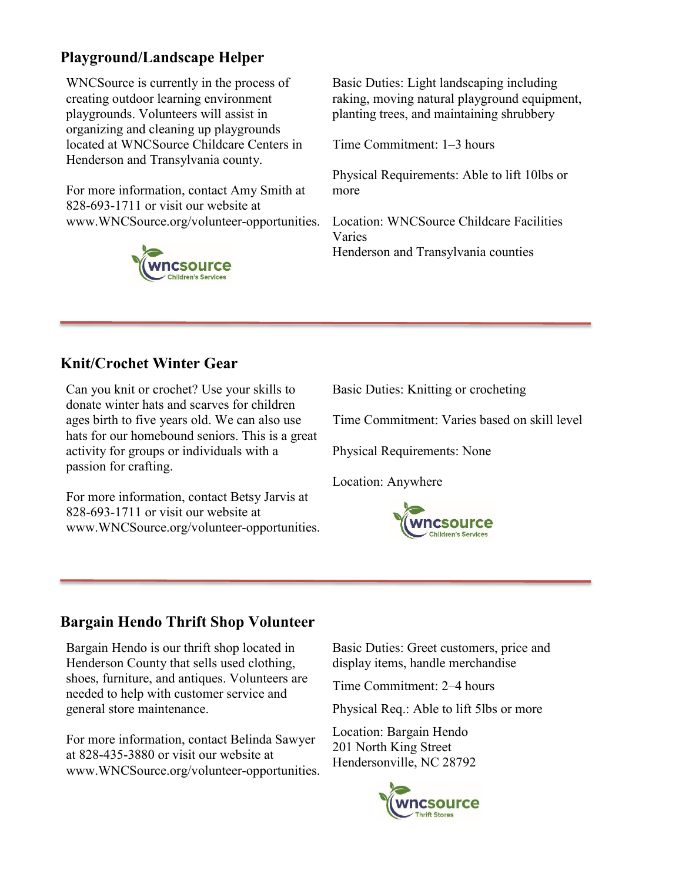## Playground/Landscape Helper

WNCSource is currently in the process of creating outdoor learning environment playgrounds. Volunteers will assist in organizing and cleaning up playgrounds located at WNCSource Childcare Centers in Henderson and Transylvania county.

For more information, contact Amy Smith at 828-693-1711 or visit our website at www.WNCSource.org/volunteer-opportunities.

Basic Duties: Light landscaping including raking, moving natural playground equipment, planting trees, and maintaining shrubbery

Time Commitment: 1–3 hours

Physical Requirements: Able to lift 10lbs or more

Location: WNCSource Childcare Facilities
Varies
Henderson and Transylvania counties

---

## Knit/Crochet Winter Gear

Can you knit or crochet? Use your skills to donate winter hats and scarves for children ages birth to five years old. We can also use hats for our homebound seniors. This is a great activity for groups or individuals with a passion for crafting.

For more information, contact Betsy Jarvis at 828-693-1711 or visit our website at www.WNCSource.org/volunteer-opportunities.

Basic Duties: Knitting or crocheting

Time Commitment: Varies based on skill level

Physical Requirements: None

Location: Anywhere

---

## Bargain Hendo Thrift Shop Volunteer

Bargain Hendo is our thrift shop located in Henderson County that sells used clothing, shoes, furniture, and antiques. Volunteers are needed to help with customer service and general store maintenance.

For more information, contact Belinda Sawyer at 828-435-3880 or visit our website at www.WNCSource.org/volunteer-opportunities.

Basic Duties: Greet customers, price and display items, handle merchandise

Time Commitment: 2–4 hours

Physical Req.: Able to lift 5lbs or more

Location: Bargain Hendo
201 North King Street
Hendersonville, NC 28792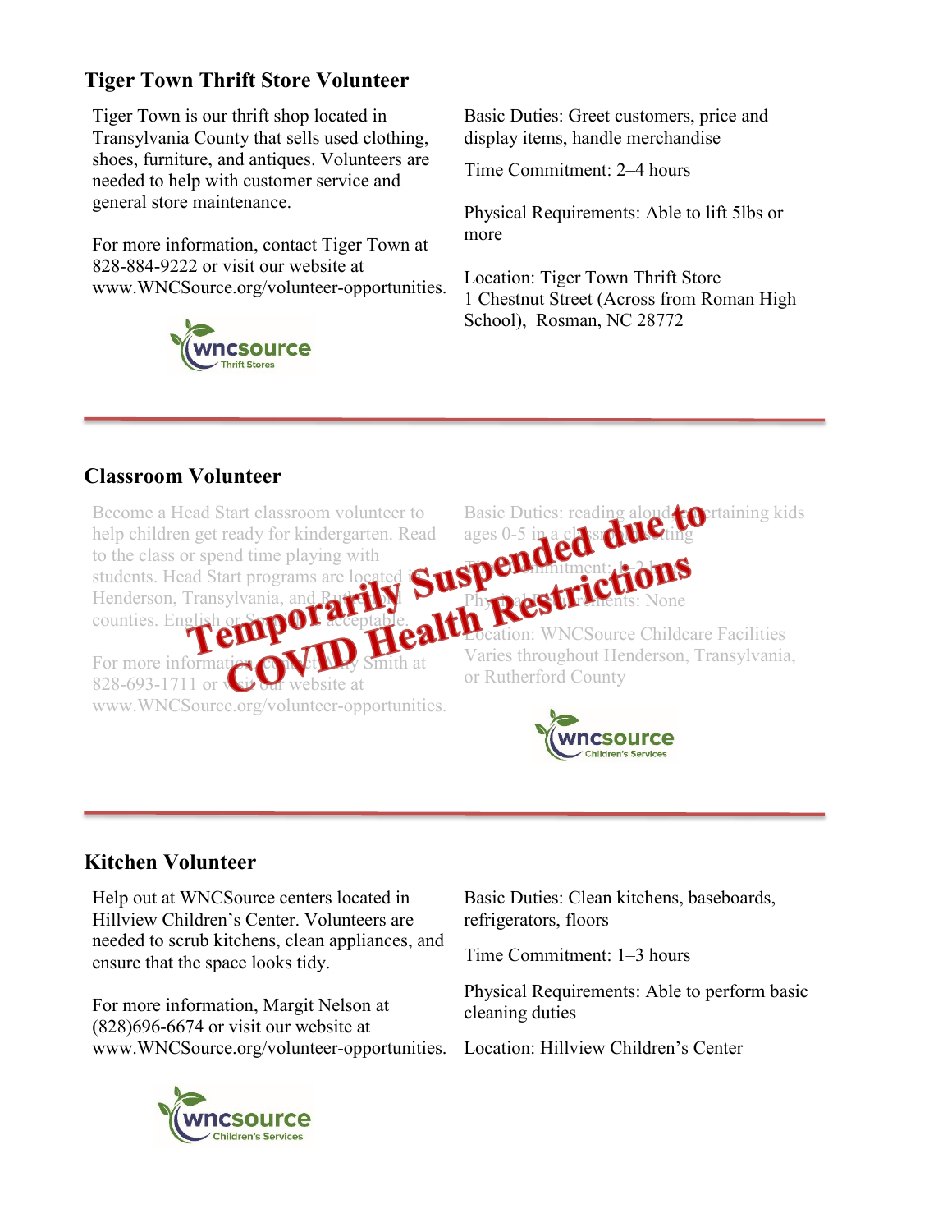## Tiger Town Thrift Store Volunteer

Tiger Town is our thrift shop located in Transylvania County that sells used clothing, shoes, furniture, and antiques. Volunteers are needed to help with customer service and general store maintenance.

For more information, contact Tiger Town at 828-884-9222 or visit our website at www.WNCSource.org/volunteer-opportunities.

wncsource Thrift Stores

Basic Duties: Greet customers, price and display items, handle merchandise

Time Commitment: 2–4 hours

Physical Requirements: Able to lift 5lbs or more

Location: Tiger Town Thrift Store
1 Chestnut Street (Across from Roman High School), Rosman, NC 28772

---

## Classroom Volunteer

**Temporarily Suspended due to COVID Health Restrictions**

Become a Head Start classroom volunteer to help children get ready for kindergarten. Read to the class or spend time playing with students. Head Start programs are located in Henderson, Transylvania, and Rutherford counties. English or Spanish acceptable.

For more information, contact Amy Smith at 828-693-1711 or visit our website at www.WNCSource.org/volunteer-opportunities.

Basic Duties: reading aloud, entertaining kids ages 0-5 in a classroom setting

Time Commitment: 1-2 hours

Physical Requirements: None

Location: WNCSource Childcare Facilities
Varies throughout Henderson, Transylvania, or Rutherford County

wncsource Children's Services

---

## Kitchen Volunteer

Help out at WNCSource centers located in Hillview Children's Center. Volunteers are needed to scrub kitchens, clean appliances, and ensure that the space looks tidy.

For more information, Margit Nelson at (828)696-6674 or visit our website at www.WNCSource.org/volunteer-opportunities.

wncsource Children's Services

Basic Duties: Clean kitchens, baseboards, refrigerators, floors

Time Commitment: 1–3 hours

Physical Requirements: Able to perform basic cleaning duties

Location: Hillview Children's Center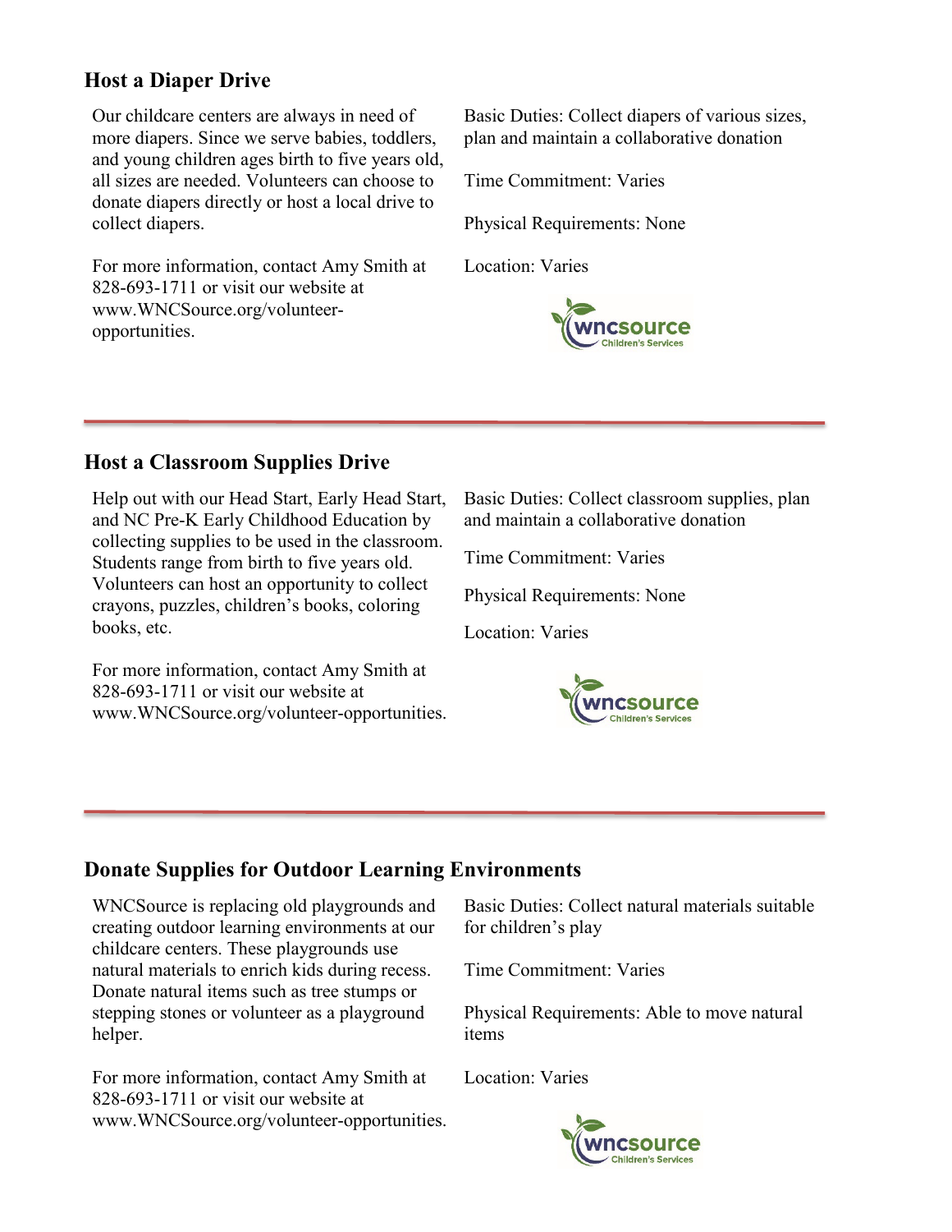## Host a Diaper Drive

Our childcare centers are always in need of more diapers. Since we serve babies, toddlers, and young children ages birth to five years old, all sizes are needed. Volunteers can choose to donate diapers directly or host a local drive to collect diapers.

For more information, contact Amy Smith at 828-693-1711 or visit our website at www.WNCSource.org/volunteer-opportunities.

Basic Duties: Collect diapers of various sizes, plan and maintain a collaborative donation

Time Commitment: Varies

Physical Requirements: None

Location: Varies

---

## Host a Classroom Supplies Drive

Help out with our Head Start, Early Head Start, and NC Pre-K Early Childhood Education by collecting supplies to be used in the classroom. Students range from birth to five years old. Volunteers can host an opportunity to collect crayons, puzzles, children's books, coloring books, etc.

For more information, contact Amy Smith at 828-693-1711 or visit our website at www.WNCSource.org/volunteer-opportunities.

Basic Duties: Collect classroom supplies, plan and maintain a collaborative donation

Time Commitment: Varies

Physical Requirements: None

Location: Varies

---

## Donate Supplies for Outdoor Learning Environments

WNCSource is replacing old playgrounds and creating outdoor learning environments at our childcare centers. These playgrounds use natural materials to enrich kids during recess. Donate natural items such as tree stumps or stepping stones or volunteer as a playground helper.

For more information, contact Amy Smith at 828-693-1711 or visit our website at www.WNCSource.org/volunteer-opportunities.

Basic Duties: Collect natural materials suitable for children's play

Time Commitment: Varies

Physical Requirements: Able to move natural items

Location: Varies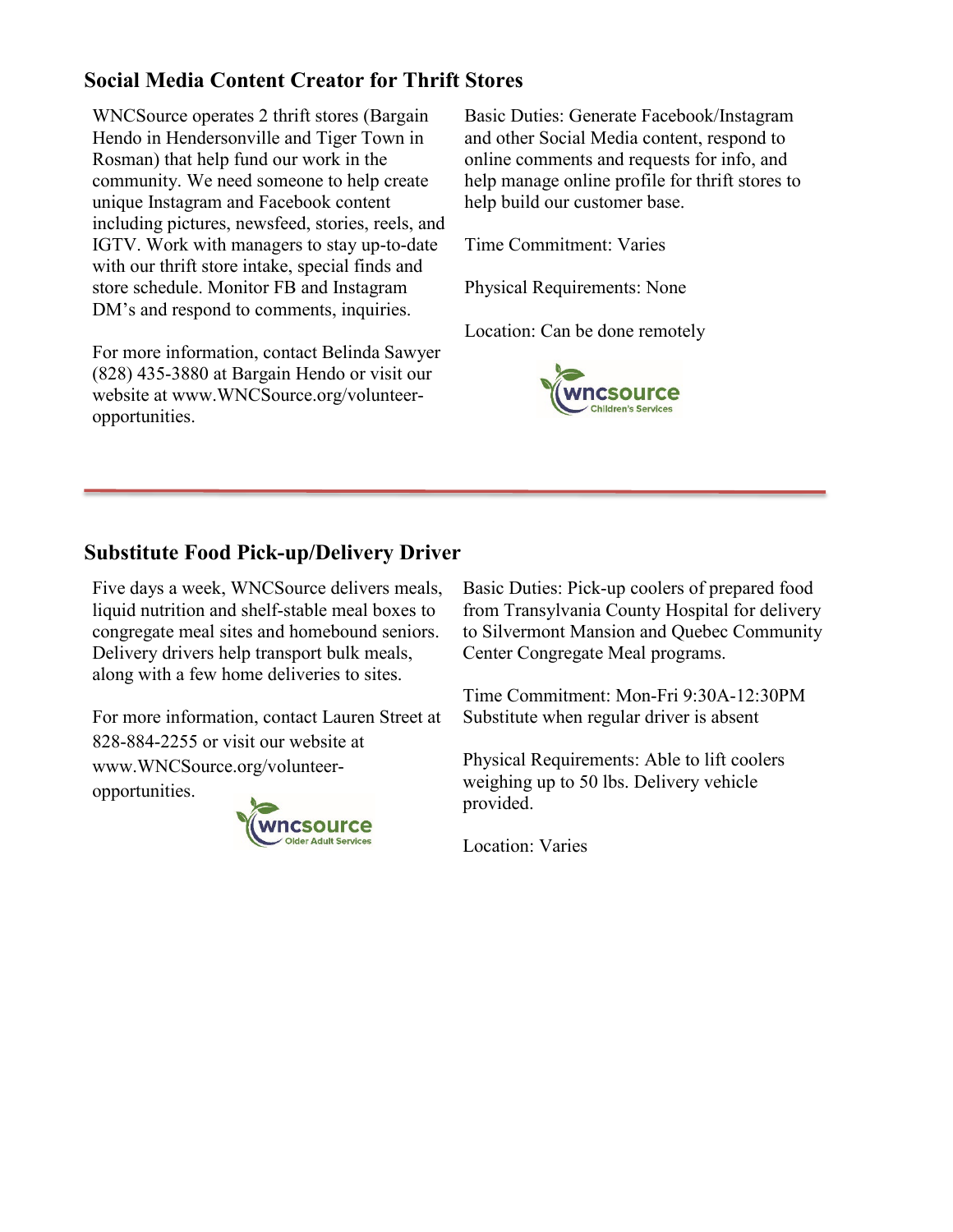## Social Media Content Creator for Thrift Stores

WNCSource operates 2 thrift stores (Bargain Hendo in Hendersonville and Tiger Town in Rosman) that help fund our work in the community. We need someone to help create unique Instagram and Facebook content including pictures, newsfeed, stories, reels, and IGTV. Work with managers to stay up-to-date with our thrift store intake, special finds and store schedule. Monitor FB and Instagram DM's and respond to comments, inquiries.

For more information, contact Belinda Sawyer (828) 435-3880 at Bargain Hendo or visit our website at www.WNCSource.org/volunteer-opportunities.

Basic Duties: Generate Facebook/Instagram and other Social Media content, respond to online comments and requests for info, and help manage online profile for thrift stores to help build our customer base.

Time Commitment: Varies

Physical Requirements: None

Location: Can be done remotely

wncsource Children's Services

---

## Substitute Food Pick-up/Delivery Driver

Five days a week, WNCSource delivers meals, liquid nutrition and shelf-stable meal boxes to congregate meal sites and homebound seniors. Delivery drivers help transport bulk meals, along with a few home deliveries to sites.

For more information, contact Lauren Street at 828-884-2255 or visit our website at www.WNCSource.org/volunteer-opportunities.

wncsource Older Adult Services

Basic Duties: Pick-up coolers of prepared food from Transylvania County Hospital for delivery to Silvermont Mansion and Quebec Community Center Congregate Meal programs.

Time Commitment: Mon-Fri 9:30A-12:30PM
Substitute when regular driver is absent

Physical Requirements: Able to lift coolers weighing up to 50 lbs. Delivery vehicle provided.

Location: Varies